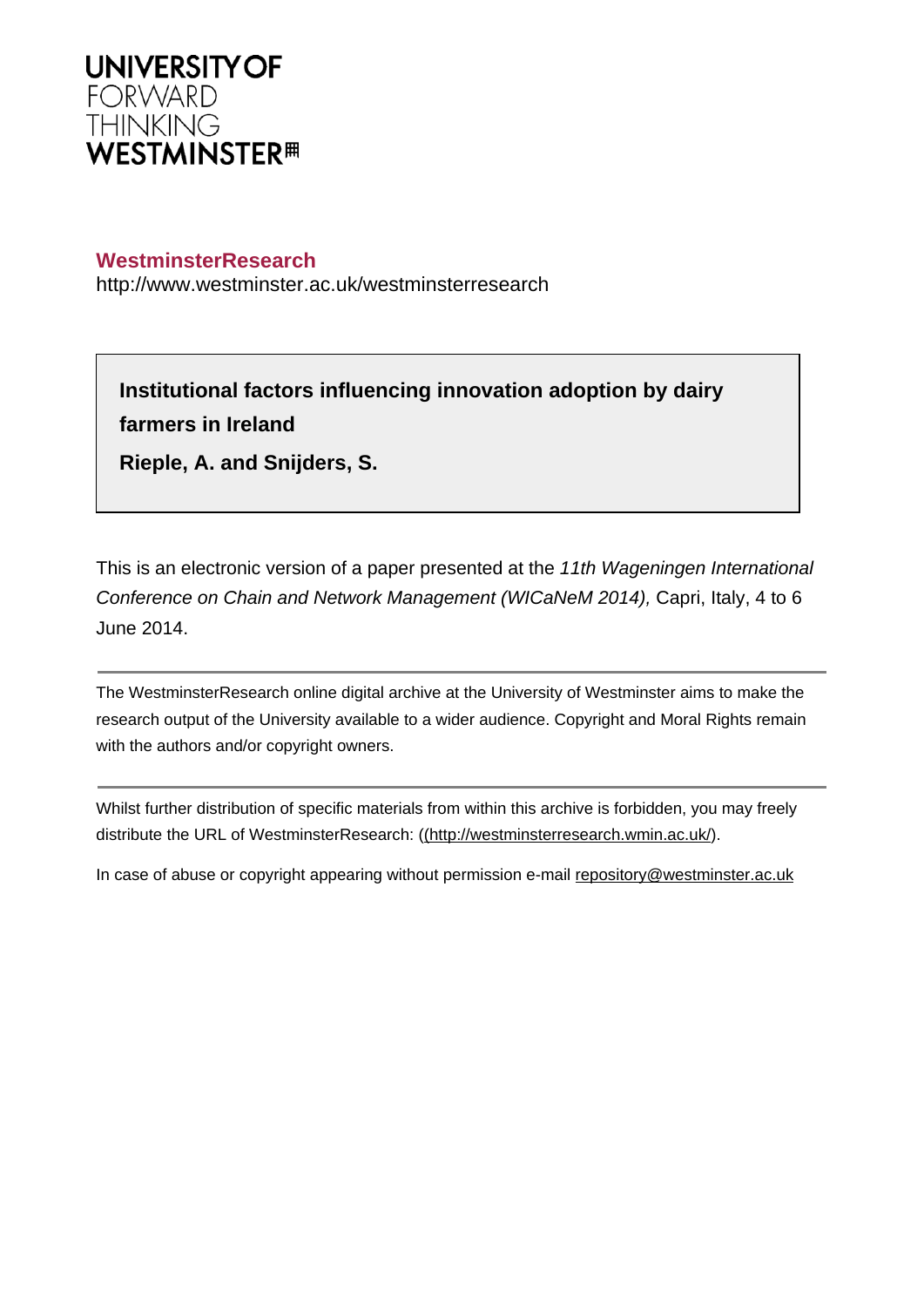UNIVERSITY OF
FORWARD
THINKING
WESTMINSTER

**WestminsterResearch**
http://www.westminster.ac.uk/westminsterresearch

**Institutional factors influencing innovation adoption by dairy farmers in Ireland**

**Rieple, A. and Snijders, S.**

This is an electronic version of a paper presented at the *11th Wageningen International Conference on Chain and Network Management (WICaNeM 2014),* Capri, Italy, 4 to 6 June 2014.

The WestminsterResearch online digital archive at the University of Westminster aims to make the research output of the University available to a wider audience. Copyright and Moral Rights remain with the authors and/or copyright owners.

Whilst further distribution of specific materials from within this archive is forbidden, you may freely distribute the URL of WestminsterResearch: ((http://westminsterresearch.wmin.ac.uk/).

In case of abuse or copyright appearing without permission e-mail repository@westminster.ac.uk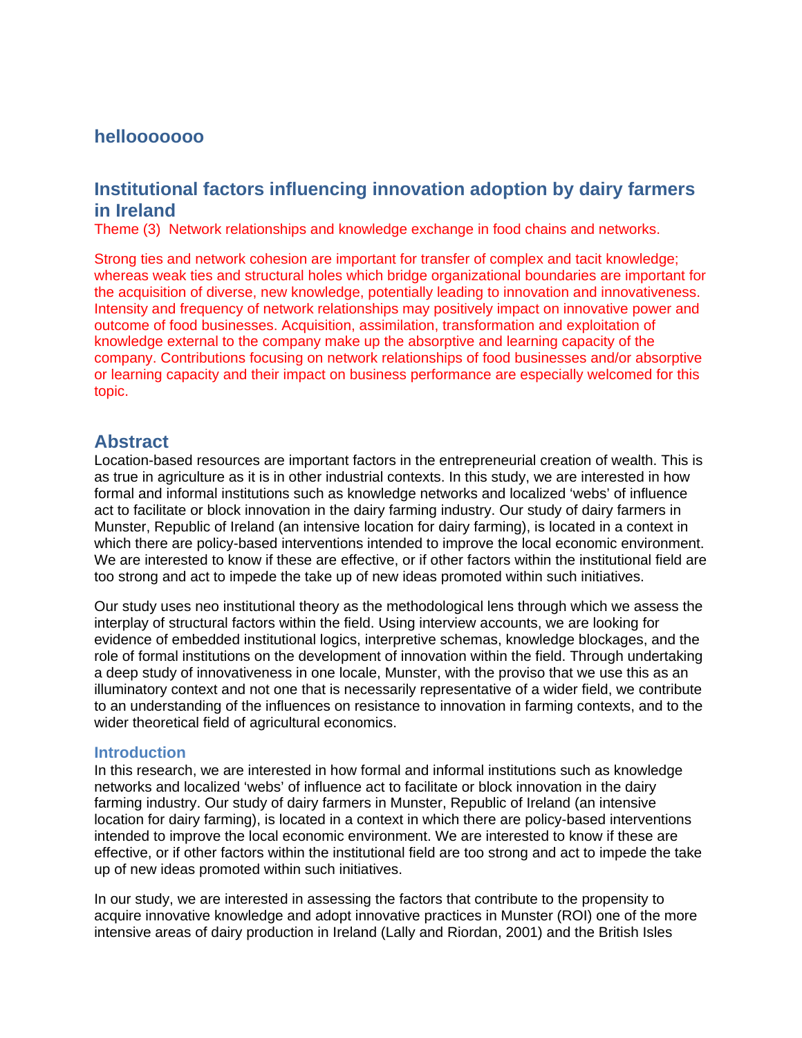## hellooooooo

## Institutional factors influencing innovation adoption by dairy farmers in Ireland

Theme (3) Network relationships and knowledge exchange in food chains and networks.

Strong ties and network cohesion are important for transfer of complex and tacit knowledge; whereas weak ties and structural holes which bridge organizational boundaries are important for the acquisition of diverse, new knowledge, potentially leading to innovation and innovativeness. Intensity and frequency of network relationships may positively impact on innovative power and outcome of food businesses. Acquisition, assimilation, transformation and exploitation of knowledge external to the company make up the absorptive and learning capacity of the company. Contributions focusing on network relationships of food businesses and/or absorptive or learning capacity and their impact on business performance are especially welcomed for this topic.

## Abstract

Location-based resources are important factors in the entrepreneurial creation of wealth. This is as true in agriculture as it is in other industrial contexts. In this study, we are interested in how formal and informal institutions such as knowledge networks and localized 'webs' of influence act to facilitate or block innovation in the dairy farming industry. Our study of dairy farmers in Munster, Republic of Ireland (an intensive location for dairy farming), is located in a context in which there are policy-based interventions intended to improve the local economic environment. We are interested to know if these are effective, or if other factors within the institutional field are too strong and act to impede the take up of new ideas promoted within such initiatives.

Our study uses neo institutional theory as the methodological lens through which we assess the interplay of structural factors within the field. Using interview accounts, we are looking for evidence of embedded institutional logics, interpretive schemas, knowledge blockages, and the role of formal institutions on the development of innovation within the field. Through undertaking a deep study of innovativeness in one locale, Munster, with the proviso that we use this as an illuminatory context and not one that is necessarily representative of a wider field, we contribute to an understanding of the influences on resistance to innovation in farming contexts, and to the wider theoretical field of agricultural economics.

### Introduction

In this research, we are interested in how formal and informal institutions such as knowledge networks and localized 'webs' of influence act to facilitate or block innovation in the dairy farming industry. Our study of dairy farmers in Munster, Republic of Ireland (an intensive location for dairy farming), is located in a context in which there are policy-based interventions intended to improve the local economic environment. We are interested to know if these are effective, or if other factors within the institutional field are too strong and act to impede the take up of new ideas promoted within such initiatives.

In our study, we are interested in assessing the factors that contribute to the propensity to acquire innovative knowledge and adopt innovative practices in Munster (ROI) one of the more intensive areas of dairy production in Ireland (Lally and Riordan, 2001) and the British Isles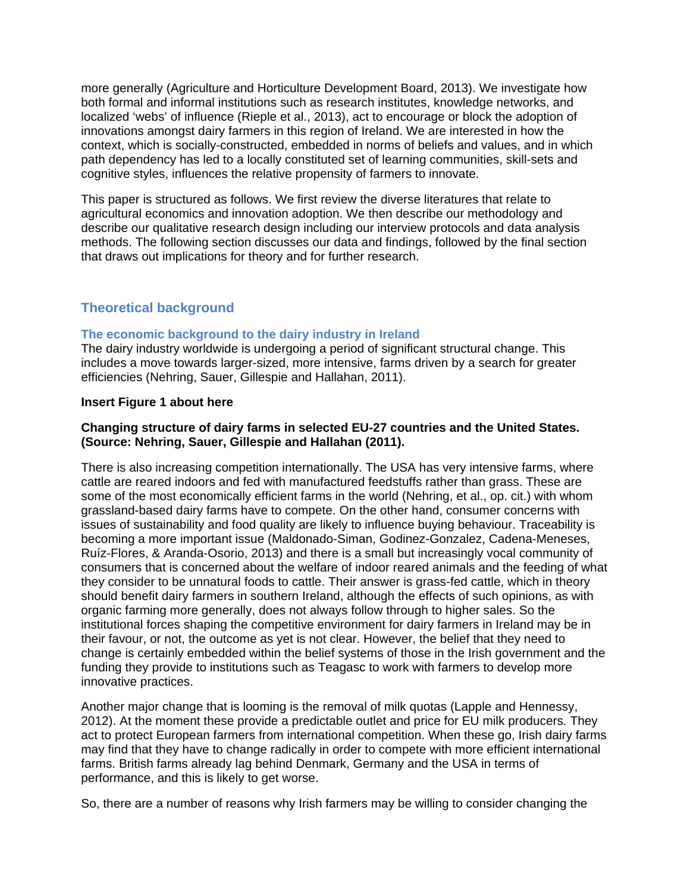more generally (Agriculture and Horticulture Development Board, 2013). We investigate how both formal and informal institutions such as research institutes, knowledge networks, and localized 'webs' of influence (Rieple et al., 2013), act to encourage or block the adoption of innovations amongst dairy farmers in this region of Ireland. We are interested in how the context, which is socially-constructed, embedded in norms of beliefs and values, and in which path dependency has led to a locally constituted set of learning communities, skill-sets and cognitive styles, influences the relative propensity of farmers to innovate.

This paper is structured as follows. We first review the diverse literatures that relate to agricultural economics and innovation adoption. We then describe our methodology and describe our qualitative research design including our interview protocols and data analysis methods. The following section discusses our data and findings, followed by the final section that draws out implications for theory and for further research.

## Theoretical background

### The economic background to the dairy industry in Ireland

The dairy industry worldwide is undergoing a period of significant structural change. This includes a move towards larger-sized, more intensive, farms driven by a search for greater efficiencies (Nehring, Sauer, Gillespie and Hallahan, 2011).

**Insert Figure 1 about here**

**Changing structure of dairy farms in selected EU-27 countries and the United States. (Source: Nehring, Sauer, Gillespie and Hallahan (2011).**

There is also increasing competition internationally. The USA has very intensive farms, where cattle are reared indoors and fed with manufactured feedstuffs rather than grass. These are some of the most economically efficient farms in the world (Nehring, et al., op. cit.) with whom grassland-based dairy farms have to compete. On the other hand, consumer concerns with issues of sustainability and food quality are likely to influence buying behaviour. Traceability is becoming a more important issue (Maldonado-Siman, Godinez-Gonzalez, Cadena-Meneses, Ruíz-Flores, & Aranda-Osorio, 2013) and there is a small but increasingly vocal community of consumers that is concerned about the welfare of indoor reared animals and the feeding of what they consider to be unnatural foods to cattle. Their answer is grass-fed cattle, which in theory should benefit dairy farmers in southern Ireland, although the effects of such opinions, as with organic farming more generally, does not always follow through to higher sales. So the institutional forces shaping the competitive environment for dairy farmers in Ireland may be in their favour, or not, the outcome as yet is not clear. However, the belief that they need to change is certainly embedded within the belief systems of those in the Irish government and the funding they provide to institutions such as Teagasc to work with farmers to develop more innovative practices.

Another major change that is looming is the removal of milk quotas (Lapple and Hennessy, 2012). At the moment these provide a predictable outlet and price for EU milk producers. They act to protect European farmers from international competition. When these go, Irish dairy farms may find that they have to change radically in order to compete with more efficient international farms. British farms already lag behind Denmark, Germany and the USA in terms of performance, and this is likely to get worse.

So, there are a number of reasons why Irish farmers may be willing to consider changing the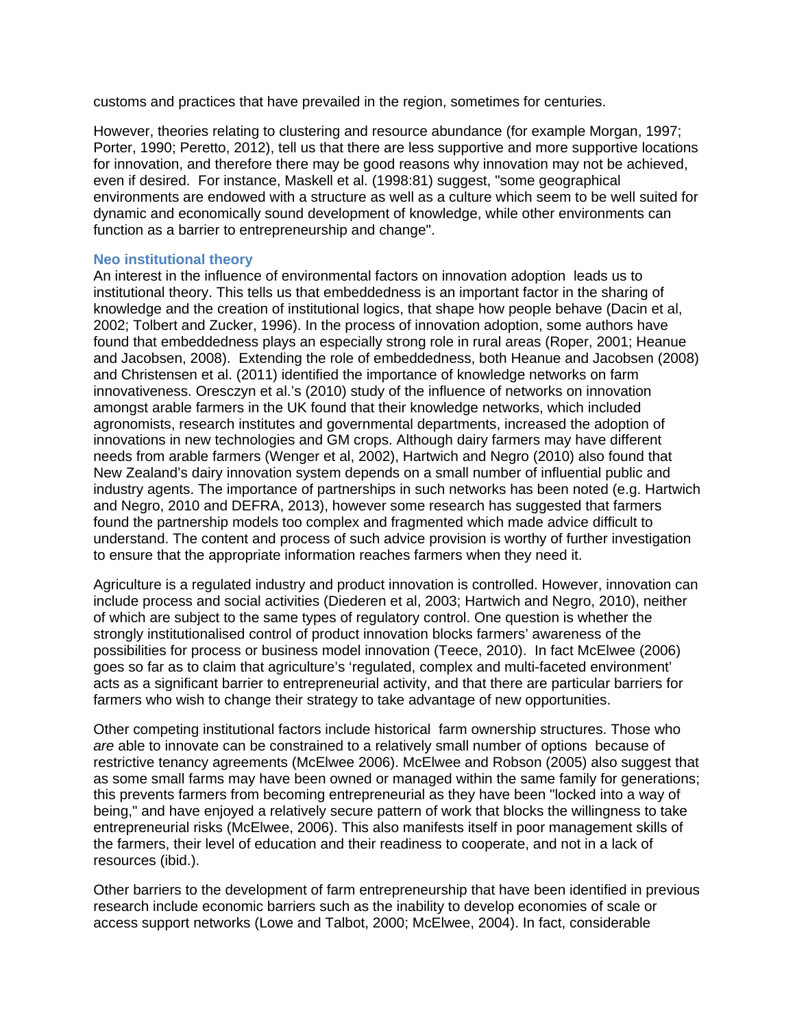customs and practices that have prevailed in the region, sometimes for centuries.

However, theories relating to clustering and resource abundance (for example Morgan, 1997; Porter, 1990; Peretto, 2012), tell us that there are less supportive and more supportive locations for innovation, and therefore there may be good reasons why innovation may not be achieved, even if desired. For instance, Maskell et al. (1998:81) suggest, "some geographical environments are endowed with a structure as well as a culture which seem to be well suited for dynamic and economically sound development of knowledge, while other environments can function as a barrier to entrepreneurship and change".

### Neo institutional theory

An interest in the influence of environmental factors on innovation adoption leads us to institutional theory. This tells us that embeddedness is an important factor in the sharing of knowledge and the creation of institutional logics, that shape how people behave (Dacin et al, 2002; Tolbert and Zucker, 1996). In the process of innovation adoption, some authors have found that embeddedness plays an especially strong role in rural areas (Roper, 2001; Heanue and Jacobsen, 2008). Extending the role of embeddedness, both Heanue and Jacobsen (2008) and Christensen et al. (2011) identified the importance of knowledge networks on farm innovativeness. Oresczyn et al.'s (2010) study of the influence of networks on innovation amongst arable farmers in the UK found that their knowledge networks, which included agronomists, research institutes and governmental departments, increased the adoption of innovations in new technologies and GM crops. Although dairy farmers may have different needs from arable farmers (Wenger et al, 2002), Hartwich and Negro (2010) also found that New Zealand's dairy innovation system depends on a small number of influential public and industry agents. The importance of partnerships in such networks has been noted (e.g. Hartwich and Negro, 2010 and DEFRA, 2013), however some research has suggested that farmers found the partnership models too complex and fragmented which made advice difficult to understand. The content and process of such advice provision is worthy of further investigation to ensure that the appropriate information reaches farmers when they need it.

Agriculture is a regulated industry and product innovation is controlled. However, innovation can include process and social activities (Diederen et al, 2003; Hartwich and Negro, 2010), neither of which are subject to the same types of regulatory control. One question is whether the strongly institutionalised control of product innovation blocks farmers' awareness of the possibilities for process or business model innovation (Teece, 2010). In fact McElwee (2006) goes so far as to claim that agriculture's 'regulated, complex and multi-faceted environment' acts as a significant barrier to entrepreneurial activity, and that there are particular barriers for farmers who wish to change their strategy to take advantage of new opportunities.

Other competing institutional factors include historical farm ownership structures. Those who *are* able to innovate can be constrained to a relatively small number of options because of restrictive tenancy agreements (McElwee 2006). McElwee and Robson (2005) also suggest that as some small farms may have been owned or managed within the same family for generations; this prevents farmers from becoming entrepreneurial as they have been "locked into a way of being," and have enjoyed a relatively secure pattern of work that blocks the willingness to take entrepreneurial risks (McElwee, 2006). This also manifests itself in poor management skills of the farmers, their level of education and their readiness to cooperate, and not in a lack of resources (ibid.).

Other barriers to the development of farm entrepreneurship that have been identified in previous research include economic barriers such as the inability to develop economies of scale or access support networks (Lowe and Talbot, 2000; McElwee, 2004). In fact, considerable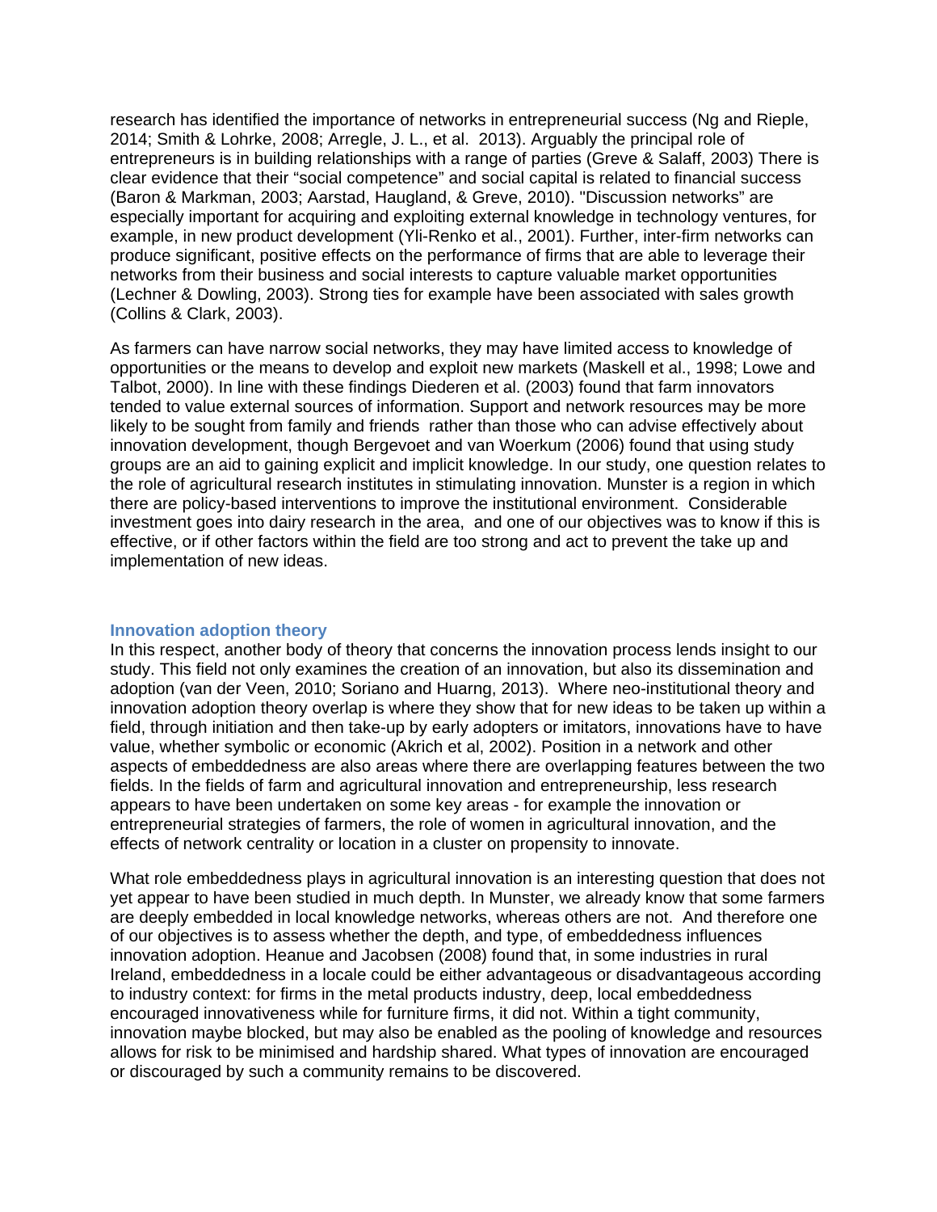research has identified the importance of networks in entrepreneurial success (Ng and Rieple, 2014; Smith & Lohrke, 2008; Arregle, J. L., et al. 2013). Arguably the principal role of entrepreneurs is in building relationships with a range of parties (Greve & Salaff, 2003) There is clear evidence that their "social competence" and social capital is related to financial success (Baron & Markman, 2003; Aarstad, Haugland, & Greve, 2010). "Discussion networks" are especially important for acquiring and exploiting external knowledge in technology ventures, for example, in new product development (Yli-Renko et al., 2001). Further, inter-firm networks can produce significant, positive effects on the performance of firms that are able to leverage their networks from their business and social interests to capture valuable market opportunities (Lechner & Dowling, 2003). Strong ties for example have been associated with sales growth (Collins & Clark, 2003).

As farmers can have narrow social networks, they may have limited access to knowledge of opportunities or the means to develop and exploit new markets (Maskell et al., 1998; Lowe and Talbot, 2000). In line with these findings Diederen et al. (2003) found that farm innovators tended to value external sources of information. Support and network resources may be more likely to be sought from family and friends  rather than those who can advise effectively about innovation development, though Bergevoet and van Woerkum (2006) found that using study groups are an aid to gaining explicit and implicit knowledge. In our study, one question relates to the role of agricultural research institutes in stimulating innovation. Munster is a region in which there are policy-based interventions to improve the institutional environment.  Considerable investment goes into dairy research in the area,  and one of our objectives was to know if this is effective, or if other factors within the field are too strong and act to prevent the take up and implementation of new ideas.

## Innovation adoption theory

In this respect, another body of theory that concerns the innovation process lends insight to our study. This field not only examines the creation of an innovation, but also its dissemination and adoption (van der Veen, 2010; Soriano and Huarng, 2013).  Where neo-institutional theory and innovation adoption theory overlap is where they show that for new ideas to be taken up within a field, through initiation and then take-up by early adopters or imitators, innovations have to have value, whether symbolic or economic (Akrich et al, 2002). Position in a network and other aspects of embeddedness are also areas where there are overlapping features between the two fields. In the fields of farm and agricultural innovation and entrepreneurship, less research appears to have been undertaken on some key areas - for example the innovation or entrepreneurial strategies of farmers, the role of women in agricultural innovation, and the effects of network centrality or location in a cluster on propensity to innovate.

What role embeddedness plays in agricultural innovation is an interesting question that does not yet appear to have been studied in much depth. In Munster, we already know that some farmers are deeply embedded in local knowledge networks, whereas others are not.  And therefore one of our objectives is to assess whether the depth, and type, of embeddedness influences innovation adoption. Heanue and Jacobsen (2008) found that, in some industries in rural Ireland, embeddedness in a locale could be either advantageous or disadvantageous according to industry context: for firms in the metal products industry, deep, local embeddedness encouraged innovativeness while for furniture firms, it did not. Within a tight community, innovation maybe blocked, but may also be enabled as the pooling of knowledge and resources allows for risk to be minimised and hardship shared. What types of innovation are encouraged or discouraged by such a community remains to be discovered.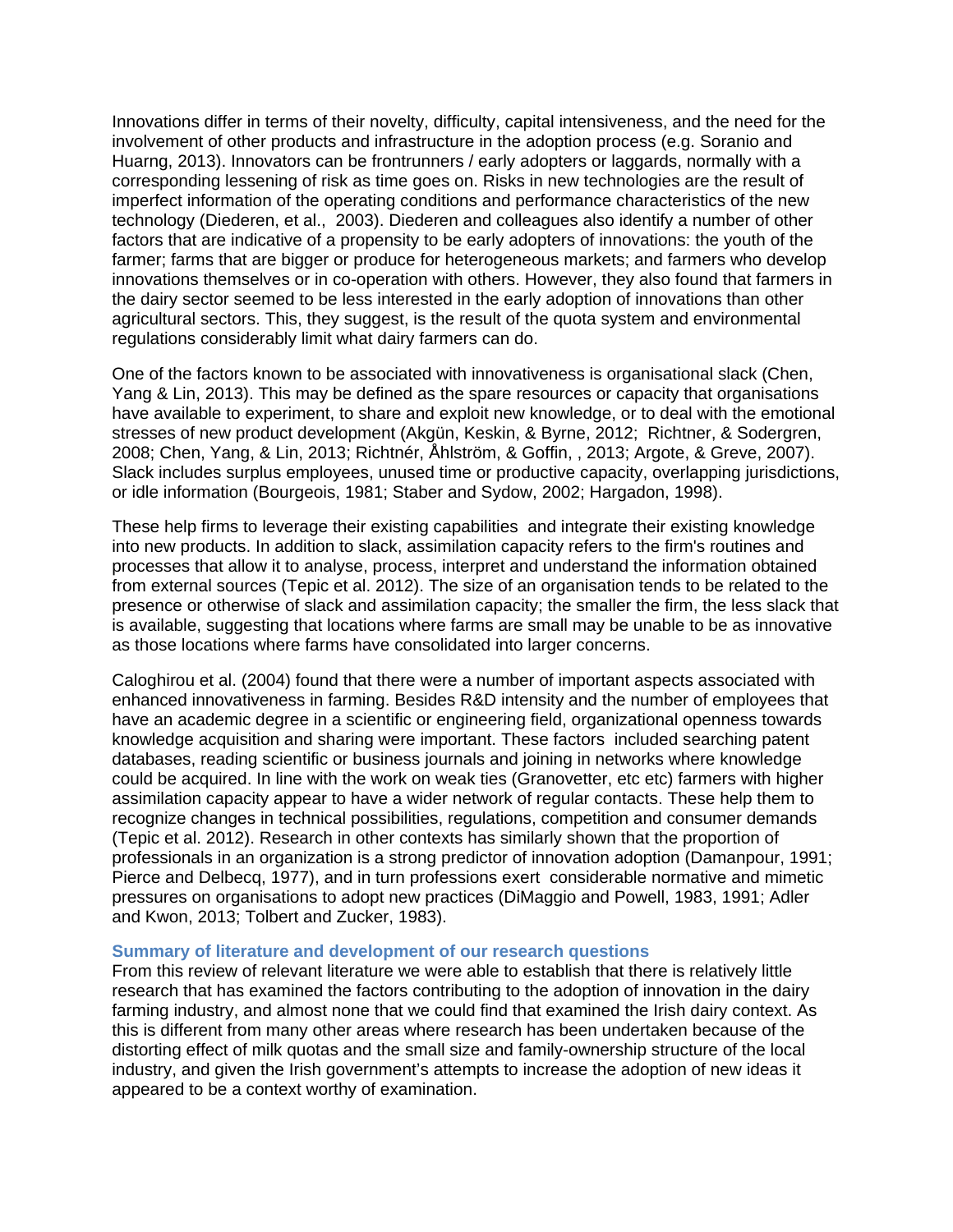Innovations differ in terms of their novelty, difficulty, capital intensiveness, and the need for the involvement of other products and infrastructure in the adoption process (e.g. Soranio and Huarng, 2013). Innovators can be frontrunners / early adopters or laggards, normally with a corresponding lessening of risk as time goes on. Risks in new technologies are the result of imperfect information of the operating conditions and performance characteristics of the new technology (Diederen, et al., 2003). Diederen and colleagues also identify a number of other factors that are indicative of a propensity to be early adopters of innovations: the youth of the farmer; farms that are bigger or produce for heterogeneous markets; and farmers who develop innovations themselves or in co-operation with others. However, they also found that farmers in the dairy sector seemed to be less interested in the early adoption of innovations than other agricultural sectors. This, they suggest, is the result of the quota system and environmental regulations considerably limit what dairy farmers can do.

One of the factors known to be associated with innovativeness is organisational slack (Chen, Yang & Lin, 2013). This may be defined as the spare resources or capacity that organisations have available to experiment, to share and exploit new knowledge, or to deal with the emotional stresses of new product development (Akgün, Keskin, & Byrne, 2012; Richtner, & Sodergren, 2008; Chen, Yang, & Lin, 2013; Richtnér, Åhlström, & Goffin, , 2013; Argote, & Greve, 2007). Slack includes surplus employees, unused time or productive capacity, overlapping jurisdictions, or idle information (Bourgeois, 1981; Staber and Sydow, 2002; Hargadon, 1998).

These help firms to leverage their existing capabilities and integrate their existing knowledge into new products. In addition to slack, assimilation capacity refers to the firm's routines and processes that allow it to analyse, process, interpret and understand the information obtained from external sources (Tepic et al. 2012). The size of an organisation tends to be related to the presence or otherwise of slack and assimilation capacity; the smaller the firm, the less slack that is available, suggesting that locations where farms are small may be unable to be as innovative as those locations where farms have consolidated into larger concerns.

Caloghirou et al. (2004) found that there were a number of important aspects associated with enhanced innovativeness in farming. Besides R&D intensity and the number of employees that have an academic degree in a scientific or engineering field, organizational openness towards knowledge acquisition and sharing were important. These factors included searching patent databases, reading scientific or business journals and joining in networks where knowledge could be acquired. In line with the work on weak ties (Granovetter, etc etc) farmers with higher assimilation capacity appear to have a wider network of regular contacts. These help them to recognize changes in technical possibilities, regulations, competition and consumer demands (Tepic et al. 2012). Research in other contexts has similarly shown that the proportion of professionals in an organization is a strong predictor of innovation adoption (Damanpour, 1991; Pierce and Delbecq, 1977), and in turn professions exert considerable normative and mimetic pressures on organisations to adopt new practices (DiMaggio and Powell, 1983, 1991; Adler and Kwon, 2013; Tolbert and Zucker, 1983).

### Summary of literature and development of our research questions

From this review of relevant literature we were able to establish that there is relatively little research that has examined the factors contributing to the adoption of innovation in the dairy farming industry, and almost none that we could find that examined the Irish dairy context. As this is different from many other areas where research has been undertaken because of the distorting effect of milk quotas and the small size and family-ownership structure of the local industry, and given the Irish government's attempts to increase the adoption of new ideas it appeared to be a context worthy of examination.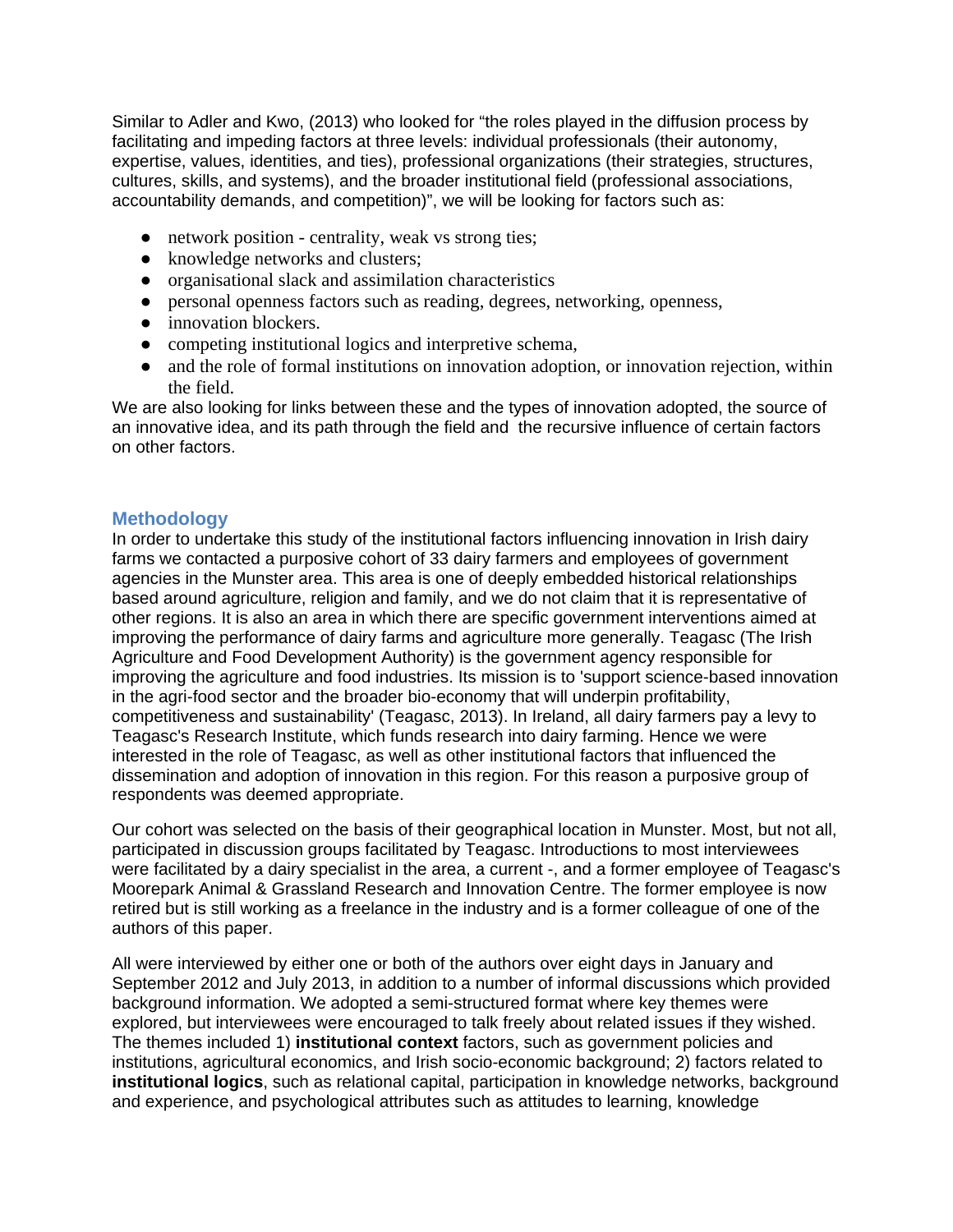Similar to Adler and Kwo, (2013) who looked for "the roles played in the diffusion process by facilitating and impeding factors at three levels: individual professionals (their autonomy, expertise, values, identities, and ties), professional organizations (their strategies, structures, cultures, skills, and systems), and the broader institutional field (professional associations, accountability demands, and competition)", we will be looking for factors such as:

- network position - centrality, weak vs strong ties;
- knowledge networks and clusters;
- organisational slack and assimilation characteristics
- personal openness factors such as reading, degrees, networking, openness,
- innovation blockers.
- competing institutional logics and interpretive schema,
- and the role of formal institutions on innovation adoption, or innovation rejection, within the field.

We are also looking for links between these and the types of innovation adopted, the source of an innovative idea, and its path through the field and the recursive influence of certain factors on other factors.

## Methodology

In order to undertake this study of the institutional factors influencing innovation in Irish dairy farms we contacted a purposive cohort of 33 dairy farmers and employees of government agencies in the Munster area. This area is one of deeply embedded historical relationships based around agriculture, religion and family, and we do not claim that it is representative of other regions. It is also an area in which there are specific government interventions aimed at improving the performance of dairy farms and agriculture more generally. Teagasc (The Irish Agriculture and Food Development Authority) is the government agency responsible for improving the agriculture and food industries. Its mission is to 'support science-based innovation in the agri-food sector and the broader bio-economy that will underpin profitability, competitiveness and sustainability' (Teagasc, 2013). In Ireland, all dairy farmers pay a levy to Teagasc's Research Institute, which funds research into dairy farming. Hence we were interested in the role of Teagasc, as well as other institutional factors that influenced the dissemination and adoption of innovation in this region. For this reason a purposive group of respondents was deemed appropriate.

Our cohort was selected on the basis of their geographical location in Munster. Most, but not all, participated in discussion groups facilitated by Teagasc. Introductions to most interviewees were facilitated by a dairy specialist in the area, a current -, and a former employee of Teagasc's Moorepark Animal & Grassland Research and Innovation Centre. The former employee is now retired but is still working as a freelance in the industry and is a former colleague of one of the authors of this paper.

All were interviewed by either one or both of the authors over eight days in January and September 2012 and July 2013, in addition to a number of informal discussions which provided background information. We adopted a semi-structured format where key themes were explored, but interviewees were encouraged to talk freely about related issues if they wished. The themes included 1) **institutional context** factors, such as government policies and institutions, agricultural economics, and Irish socio-economic background; 2) factors related to **institutional logics**, such as relational capital, participation in knowledge networks, background and experience, and psychological attributes such as attitudes to learning, knowledge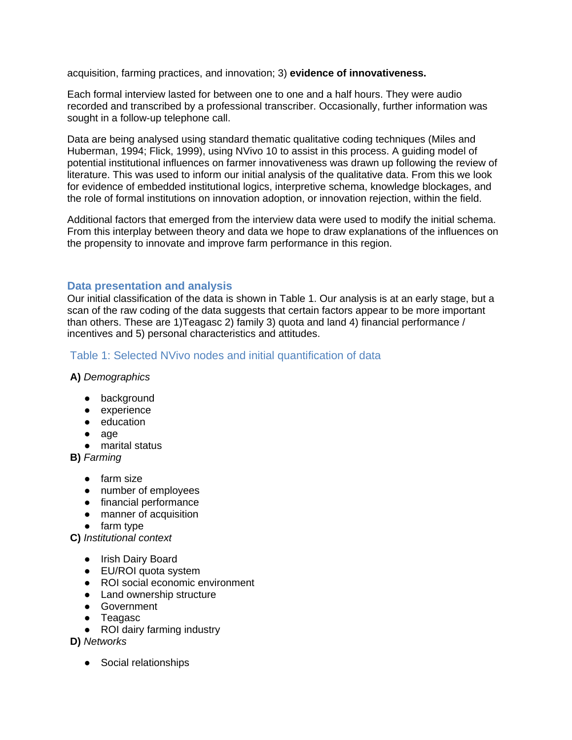acquisition, farming practices, and innovation; 3) **evidence of innovativeness.**

Each formal interview lasted for between one to one and a half hours. They were audio recorded and transcribed by a professional transcriber. Occasionally, further information was sought in a follow-up telephone call.

Data are being analysed using standard thematic qualitative coding techniques (Miles and Huberman, 1994; Flick, 1999), using NVivo 10 to assist in this process. A guiding model of potential institutional influences on farmer innovativeness was drawn up following the review of literature. This was used to inform our initial analysis of the qualitative data. From this we look for evidence of embedded institutional logics, interpretive schema, knowledge blockages, and the role of formal institutions on innovation adoption, or innovation rejection, within the field.

Additional factors that emerged from the interview data were used to modify the initial schema. From this interplay between theory and data we hope to draw explanations of the influences on the propensity to innovate and improve farm performance in this region.

## Data presentation and analysis

Our initial classification of the data is shown in Table 1. Our analysis is at an early stage, but a scan of the raw coding of the data suggests that certain factors appear to be more important than others. These are 1)Teagasc 2) family 3) quota and land 4) financial performance / incentives and 5) personal characteristics and attitudes.

### Table 1: Selected NVivo nodes and initial quantification of data

**A)** *Demographics*

- background
- experience
- education
- age
- marital status

**B)** *Farming*

- farm size
- number of employees
- financial performance
- manner of acquisition
- farm type

**C)** *Institutional context*

- Irish Dairy Board
- EU/ROI quota system
- ROI social economic environment
- Land ownership structure
- Government
- Teagasc
- ROI dairy farming industry

**D)** *Networks*

- Social relationships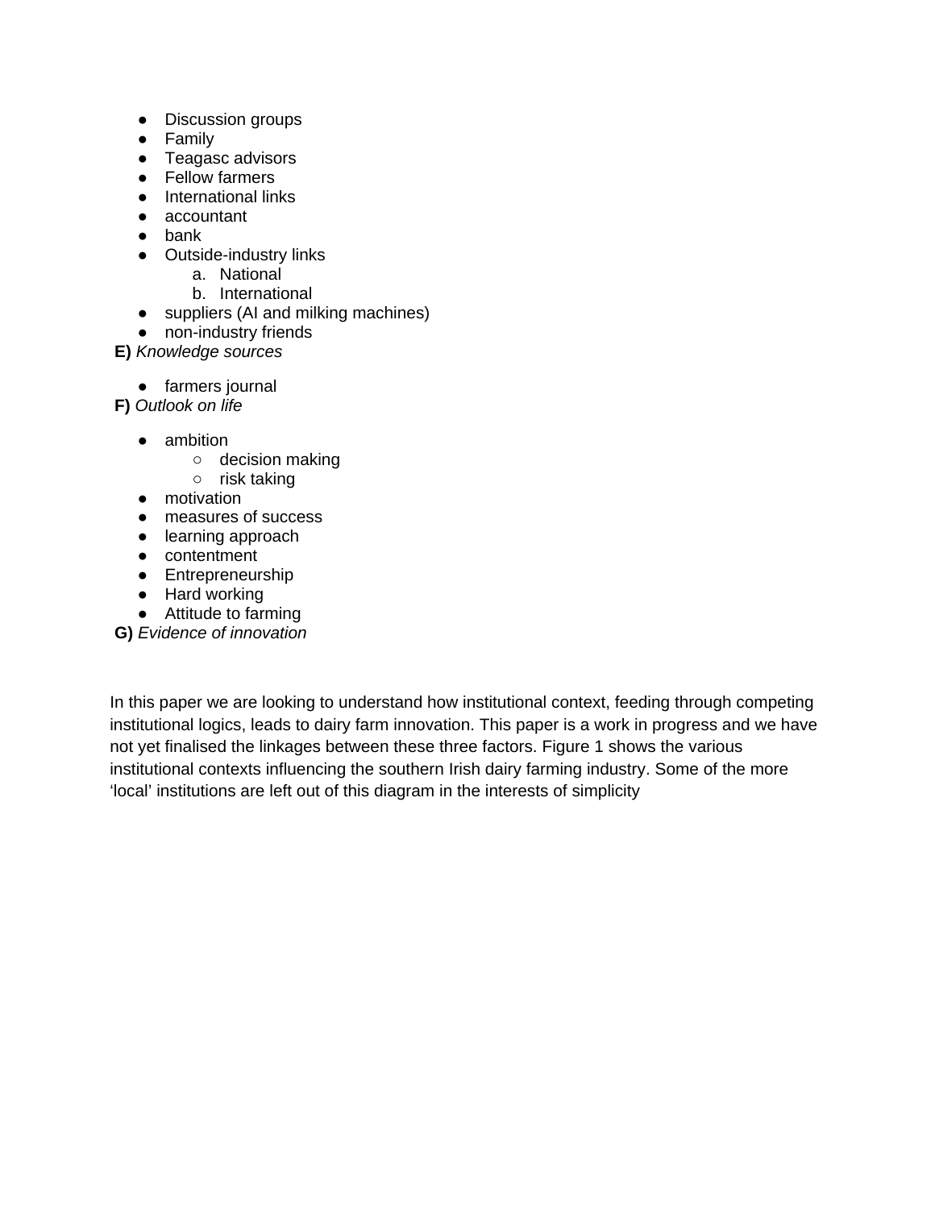- Discussion groups
- Family
- Teagasc advisors
- Fellow farmers
- International links
- accountant
- bank
- Outside-industry links
    a. National
    b. International
- suppliers (AI and milking machines)
- non-industry friends

**E)** *Knowledge sources*

- farmers journal

**F)** *Outlook on life*

- ambition
    - decision making
    - risk taking
- motivation
- measures of success
- learning approach
- contentment
- Entrepreneurship
- Hard working
- Attitude to farming

**G)** *Evidence of innovation*

In this paper we are looking to understand how institutional context, feeding through competing institutional logics, leads to dairy farm innovation. This paper is a work in progress and we have not yet finalised the linkages between these three factors. Figure 1 shows the various institutional contexts influencing the southern Irish dairy farming industry. Some of the more 'local' institutions are left out of this diagram in the interests of simplicity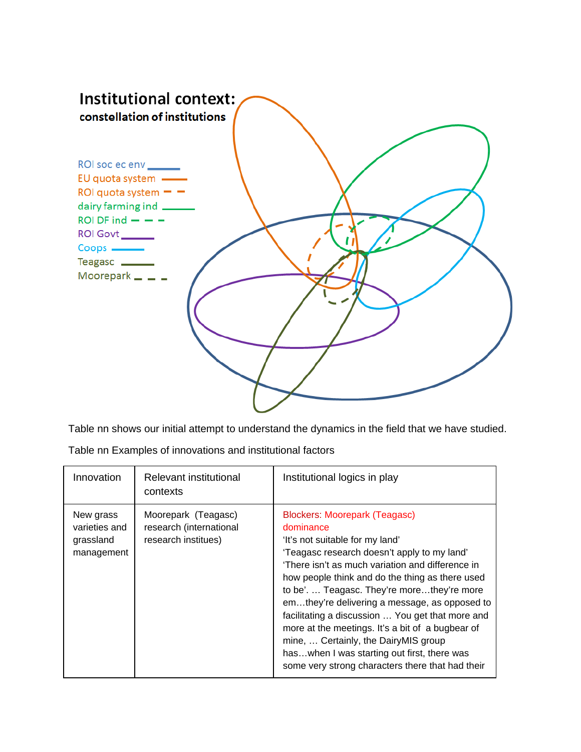# Institutional context:

**constellation of institutions**

- ROI soc ec env
- EU quota system
- ROI quota system
- dairy farming ind
- ROI DF ind
- ROI Govt
- Coops
- Teagasc
- Moorepark

Table nn shows our initial attempt to understand the dynamics in the field that we have studied.

Table nn Examples of innovations and institutional factors

| Innovation | Relevant institutional contexts | Institutional logics in play |
|---|---|---|
| New grass varieties and grassland management | Moorepark (Teagasc) research (international research institues) | Blockers: Moorepark (Teagasc) dominance<br>'It's not suitable for my land'<br>'Teagasc research doesn't apply to my land'<br>'There isn't as much variation and difference in how people think and do the thing as there used to be'. … Teagasc. They're more…they're more em…they're delivering a message, as opposed to facilitating a discussion … You get that more and more at the meetings. It's a bit of a bugbear of mine, … Certainly, the DairyMIS group has…when I was starting out first, there was some very strong characters there that had their |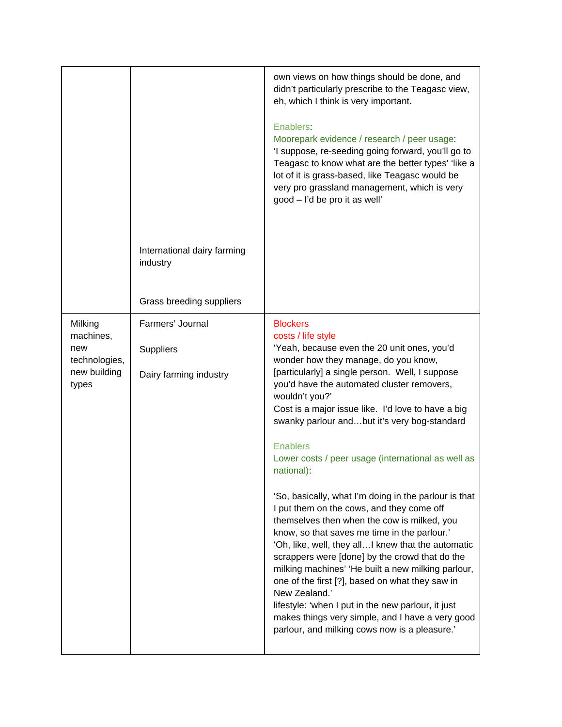| | | |
|---|---|---|
| | International dairy farming industry<br><br>Grass breeding suppliers | own views on how things should be done, and didn't particularly prescribe to the Teagasc view, eh, which I think is very important.<br><br>Enablers:<br>Moorepark evidence / research / peer usage:<br>'I suppose, re-seeding going forward, you'll go to Teagasc to know what are the better types' 'like a lot of it is grass-based, like Teagasc would be very pro grassland management, which is very good – I'd be pro it as well' |
| Milking machines, new technologies, new building types | Farmers' Journal<br><br>Suppliers<br><br>Dairy farming industry | Blockers<br>costs / life style<br>'Yeah, because even the 20 unit ones, you'd wonder how they manage, do you know, [particularly] a single person. Well, I suppose you'd have the automated cluster removers, wouldn't you?'<br>Cost is a major issue like. I'd love to have a big swanky parlour and…but it's very bog-standard<br><br>Enablers<br>Lower costs / peer usage (international as well as national):<br><br>'So, basically, what I'm doing in the parlour is that I put them on the cows, and they come off themselves then when the cow is milked, you know, so that saves me time in the parlour.'<br>'Oh, like, well, they all…I knew that the automatic scrappers were [done] by the crowd that do the milking machines' 'He built a new milking parlour, one of the first [?], based on what they saw in New Zealand.'<br>lifestyle: 'when I put in the new parlour, it just makes things very simple, and I have a very good parlour, and milking cows now is a pleasure.' |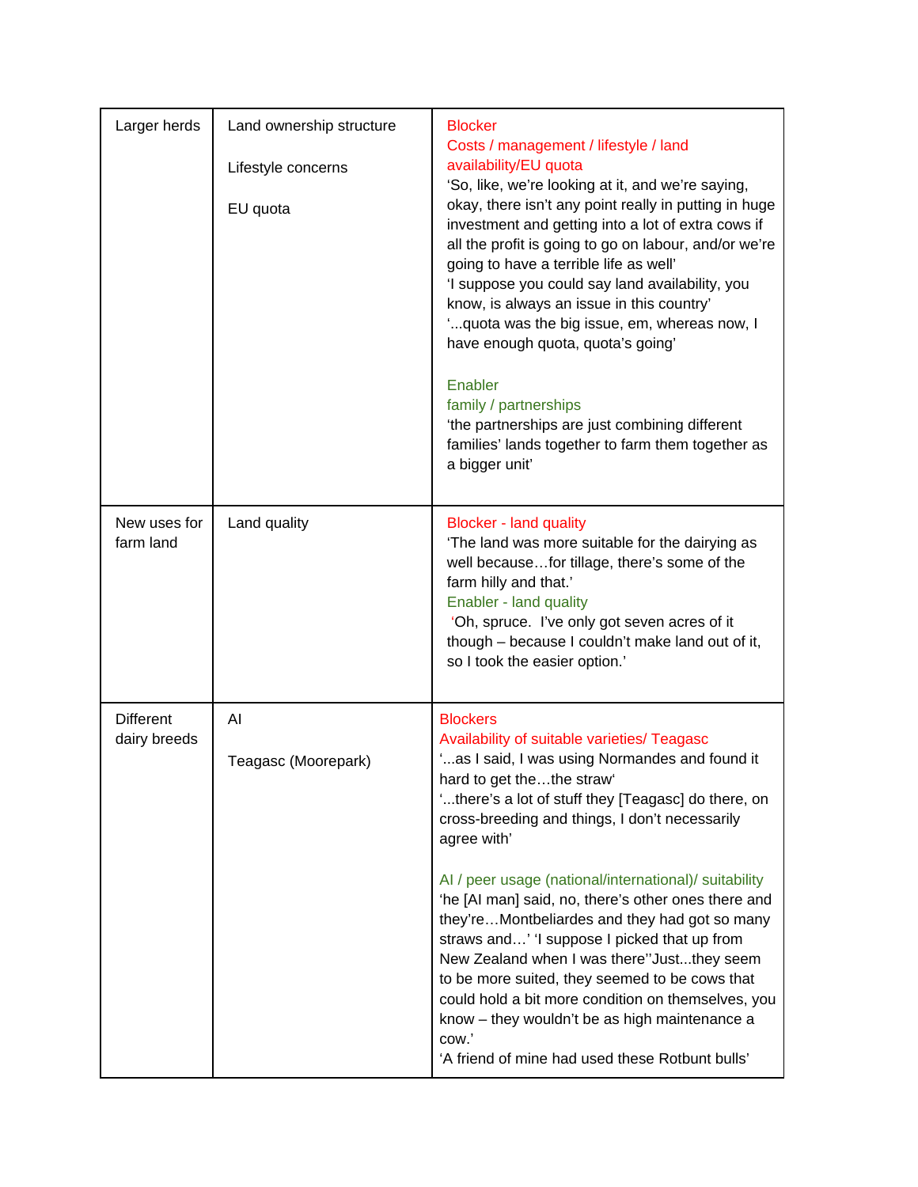| | | |
|---|---|---|
| Larger herds | Land ownership structure<br><br>Lifestyle concerns<br><br>EU quota | Blocker<br>Costs / management / lifestyle / land availability/EU quota<br>'So, like, we're looking at it, and we're saying, okay, there isn't any point really in putting in huge investment and getting into a lot of extra cows if all the profit is going to go on labour, and/or we're going to have a terrible life as well'<br>'I suppose you could say land availability, you know, is always an issue in this country'<br>'...quota was the big issue, em, whereas now, I have enough quota, quota's going'<br><br>Enabler<br>family / partnerships<br>'the partnerships are just combining different families' lands together to farm them together as a bigger unit' |
| New uses for farm land | Land quality | Blocker - land quality<br>'The land was more suitable for the dairying as well because…for tillage, there's some of the farm hilly and that.'<br>Enabler - land quality<br>'Oh, spruce. I've only got seven acres of it though – because I couldn't make land out of it, so I took the easier option.' |
| Different dairy breeds | AI<br><br>Teagasc (Moorepark) | Blockers<br>Availability of suitable varieties/ Teagasc<br>'...as I said, I was using Normandes and found it hard to get the…the straw'<br>'...there's a lot of stuff they [Teagasc] do there, on cross-breeding and things, I don't necessarily agree with'<br><br>AI / peer usage (national/international)/ suitability<br>'he [AI man] said, no, there's other ones there and they're…Montbeliardes and they had got so many straws and…' 'I suppose I picked that up from New Zealand when I was there''Just...they seem to be more suited, they seemed to be cows that could hold a bit more condition on themselves, you know – they wouldn't be as high maintenance a cow.'<br>'A friend of mine had used these Rotbunt bulls' |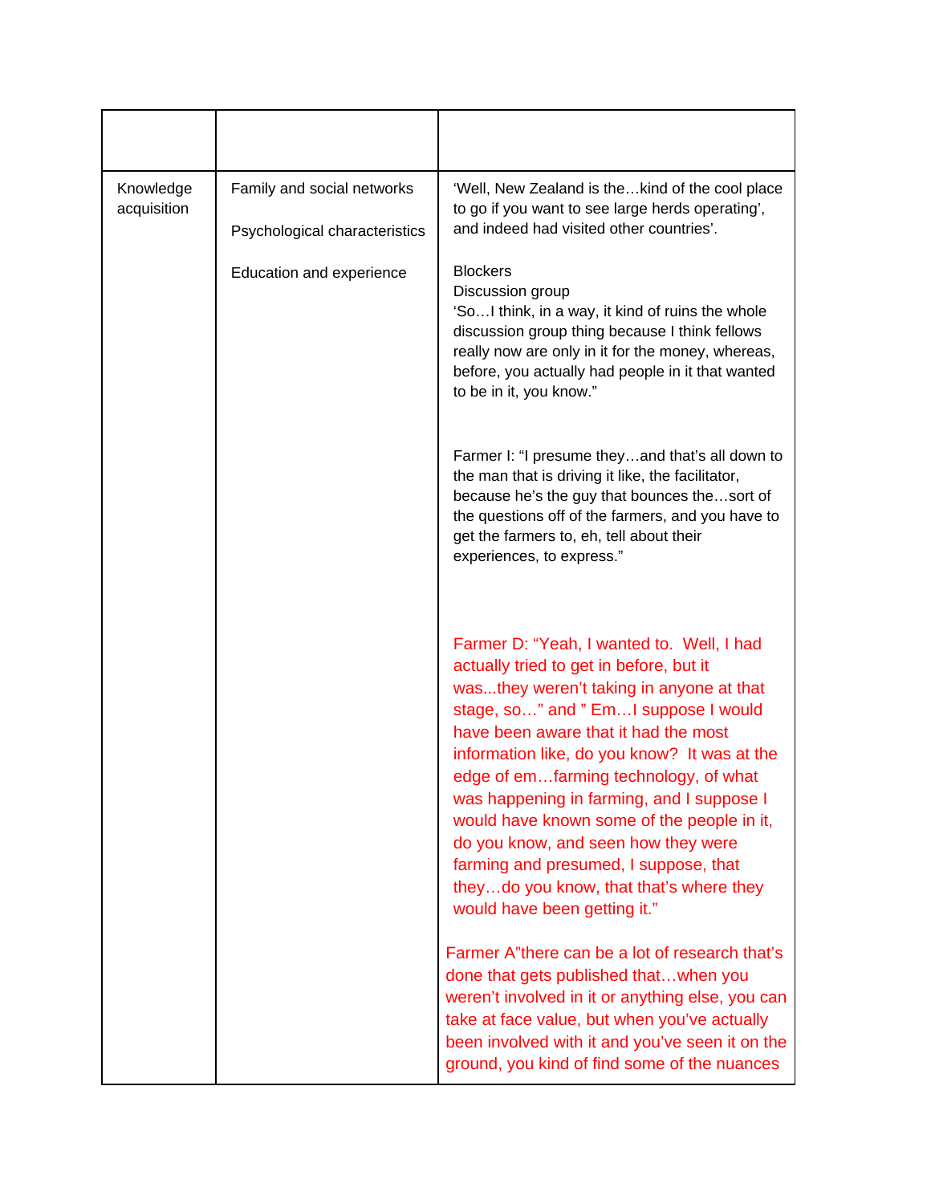| | | |
|---|---|---|
| Knowledge acquisition | Family and social networks<br><br>Psychological characteristics<br><br>Education and experience | 'Well, New Zealand is the…kind of the cool place to go if you want to see large herds operating', and indeed had visited other countries'.<br><br>Blockers<br>Discussion group<br>'So…I think, in a way, it kind of ruins the whole discussion group thing because I think fellows really now are only in it for the money, whereas, before, you actually had people in it that wanted to be in it, you know."<br><br>Farmer I: "I presume they…and that's all down to the man that is driving it like, the facilitator, because he's the guy that bounces the…sort of the questions off of the farmers, and you have to get the farmers to, eh, tell about their experiences, to express."<br><br>Farmer D: "Yeah, I wanted to. Well, I had actually tried to get in before, but it was...they weren't taking in anyone at that stage, so…" and " Em…I suppose I would have been aware that it had the most information like, do you know? It was at the edge of em…farming technology, of what was happening in farming, and I suppose I would have known some of the people in it, do you know, and seen how they were farming and presumed, I suppose, that they…do you know, that that's where they would have been getting it."<br><br>Farmer A"there can be a lot of research that's done that gets published that…when you weren't involved in it or anything else, you can take at face value, but when you've actually been involved with it and you've seen it on the ground, you kind of find some of the nuances |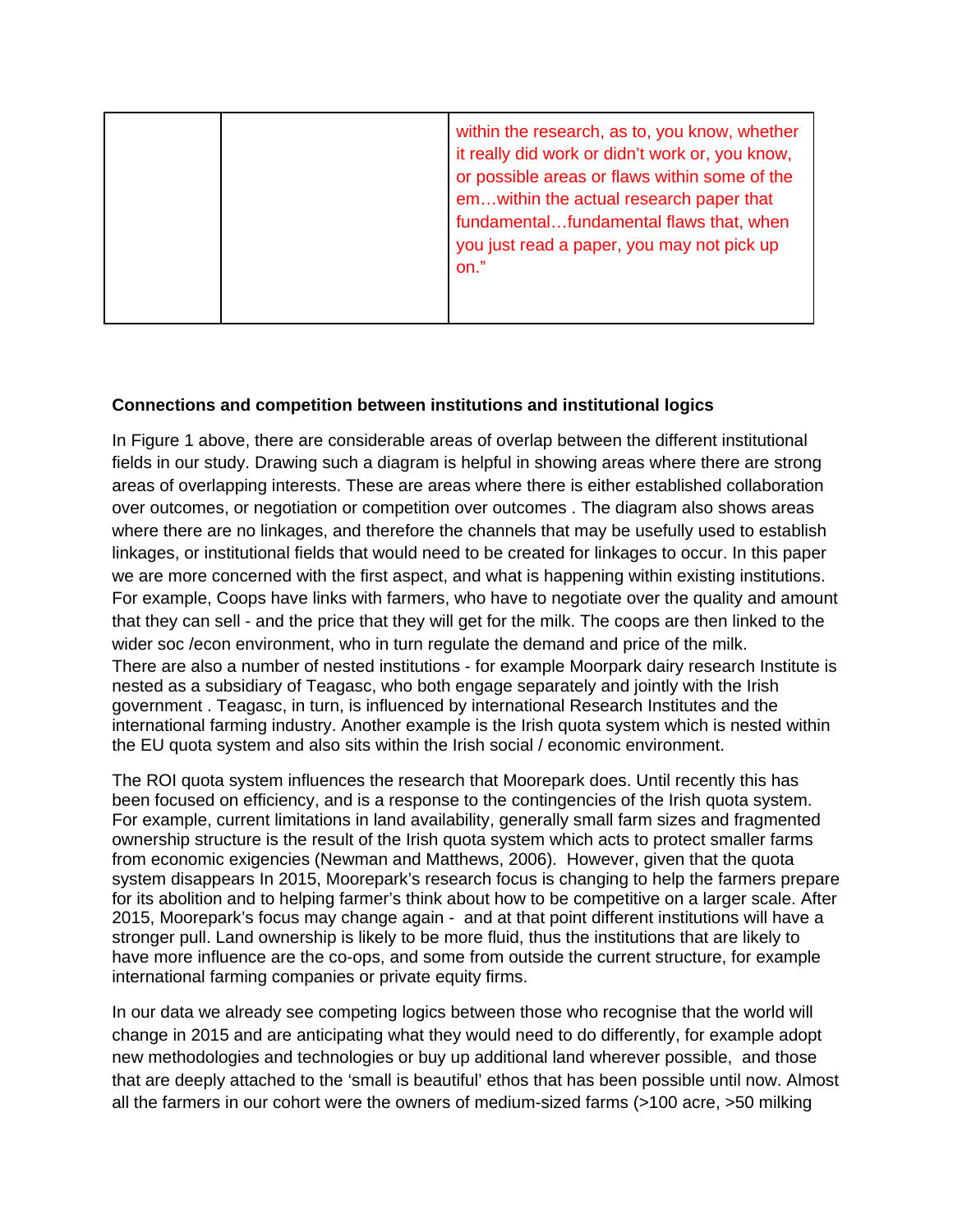| | | within the research, as to, you know, whether it really did work or didn't work or, you know, or possible areas or flaws within some of the em…within the actual research paper that fundamental…fundamental flaws that, when you just read a paper, you may not pick up on." |
|---|---|---|

**Connections and competition between institutions and institutional logics**

In Figure 1 above, there are considerable areas of overlap between the different institutional fields in our study. Drawing such a diagram is helpful in showing areas where there are strong areas of overlapping interests. These are areas where there is either established collaboration over outcomes, or negotiation or competition over outcomes . The diagram also shows areas where there are no linkages, and therefore the channels that may be usefully used to establish linkages, or institutional fields that would need to be created for linkages to occur. In this paper we are more concerned with the first aspect, and what is happening within existing institutions. For example, Coops have links with farmers, who have to negotiate over the quality and amount that they can sell - and the price that they will get for the milk. The coops are then linked to the wider soc /econ environment, who in turn regulate the demand and price of the milk. There are also a number of nested institutions - for example Moorpark dairy research Institute is nested as a subsidiary of Teagasc, who both engage separately and jointly with the Irish government . Teagasc, in turn, is influenced by international Research Institutes and the international farming industry. Another example is the Irish quota system which is nested within the EU quota system and also sits within the Irish social / economic environment.

The ROI quota system influences the research that Moorepark does. Until recently this has been focused on efficiency, and is a response to the contingencies of the Irish quota system. For example, current limitations in land availability, generally small farm sizes and fragmented ownership structure is the result of the Irish quota system which acts to protect smaller farms from economic exigencies (Newman and Matthews, 2006). However, given that the quota system disappears In 2015, Moorepark's research focus is changing to help the farmers prepare for its abolition and to helping farmer's think about how to be competitive on a larger scale. After 2015, Moorepark's focus may change again - and at that point different institutions will have a stronger pull. Land ownership is likely to be more fluid, thus the institutions that are likely to have more influence are the co-ops, and some from outside the current structure, for example international farming companies or private equity firms.

In our data we already see competing logics between those who recognise that the world will change in 2015 and are anticipating what they would need to do differently, for example adopt new methodologies and technologies or buy up additional land wherever possible, and those that are deeply attached to the 'small is beautiful' ethos that has been possible until now. Almost all the farmers in our cohort were the owners of medium-sized farms (>100 acre, >50 milking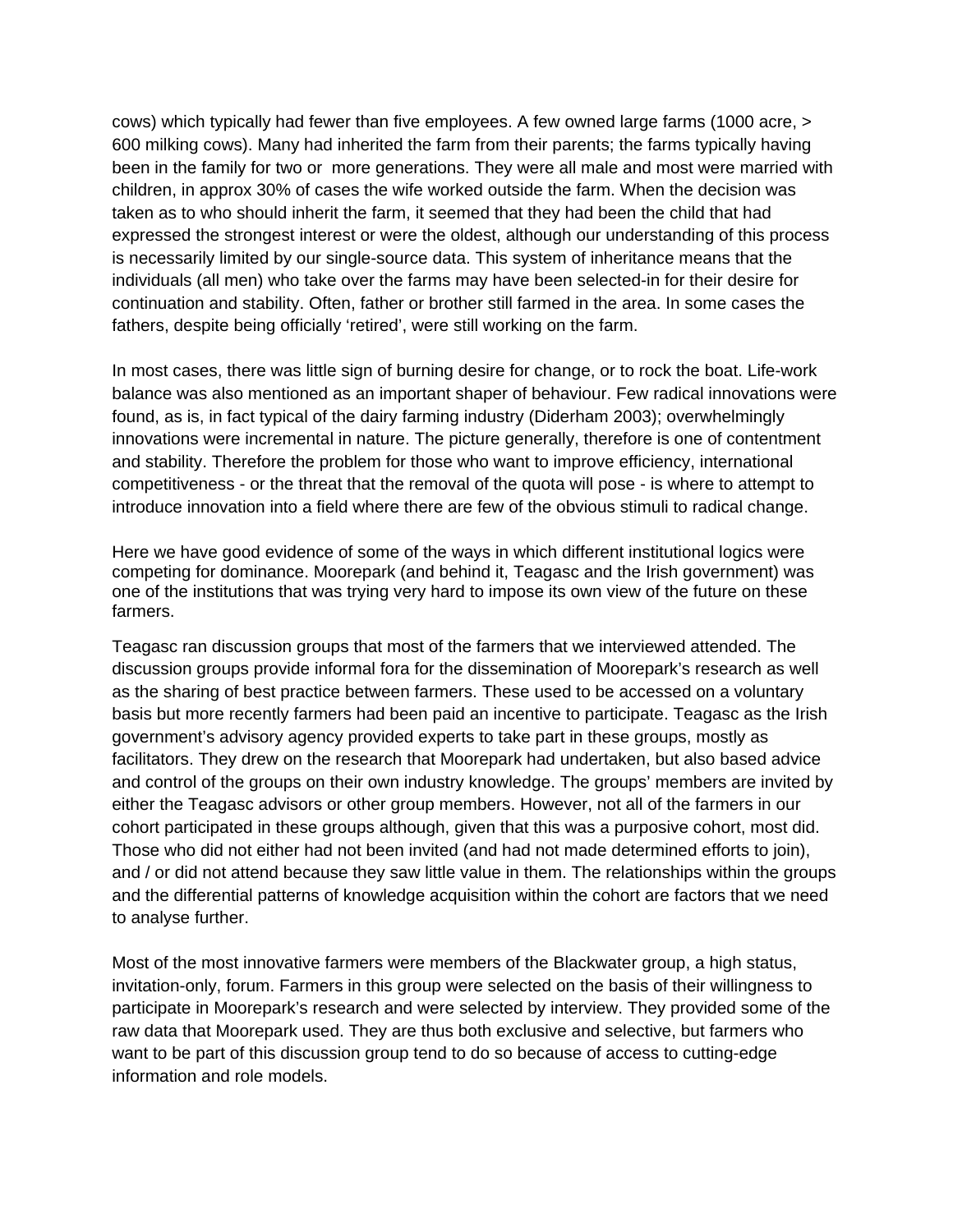cows) which typically had fewer than five employees. A few owned large farms (1000 acre, > 600 milking cows). Many had inherited the farm from their parents; the farms typically having been in the family for two or more generations. They were all male and most were married with children, in approx 30% of cases the wife worked outside the farm. When the decision was taken as to who should inherit the farm, it seemed that they had been the child that had expressed the strongest interest or were the oldest, although our understanding of this process is necessarily limited by our single-source data. This system of inheritance means that the individuals (all men) who take over the farms may have been selected-in for their desire for continuation and stability. Often, father or brother still farmed in the area. In some cases the fathers, despite being officially 'retired', were still working on the farm.

In most cases, there was little sign of burning desire for change, or to rock the boat. Life-work balance was also mentioned as an important shaper of behaviour. Few radical innovations were found, as is, in fact typical of the dairy farming industry (Diderham 2003); overwhelmingly innovations were incremental in nature. The picture generally, therefore is one of contentment and stability. Therefore the problem for those who want to improve efficiency, international competitiveness - or the threat that the removal of the quota will pose - is where to attempt to introduce innovation into a field where there are few of the obvious stimuli to radical change.

Here we have good evidence of some of the ways in which different institutional logics were competing for dominance. Moorepark (and behind it, Teagasc and the Irish government) was one of the institutions that was trying very hard to impose its own view of the future on these farmers.

Teagasc ran discussion groups that most of the farmers that we interviewed attended. The discussion groups provide informal fora for the dissemination of Moorepark's research as well as the sharing of best practice between farmers. These used to be accessed on a voluntary basis but more recently farmers had been paid an incentive to participate. Teagasc as the Irish government's advisory agency provided experts to take part in these groups, mostly as facilitators. They drew on the research that Moorepark had undertaken, but also based advice and control of the groups on their own industry knowledge. The groups' members are invited by either the Teagasc advisors or other group members. However, not all of the farmers in our cohort participated in these groups although, given that this was a purposive cohort, most did. Those who did not either had not been invited (and had not made determined efforts to join), and / or did not attend because they saw little value in them. The relationships within the groups and the differential patterns of knowledge acquisition within the cohort are factors that we need to analyse further.

Most of the most innovative farmers were members of the Blackwater group, a high status, invitation-only, forum. Farmers in this group were selected on the basis of their willingness to participate in Moorepark's research and were selected by interview. They provided some of the raw data that Moorepark used. They are thus both exclusive and selective, but farmers who want to be part of this discussion group tend to do so because of access to cutting-edge information and role models.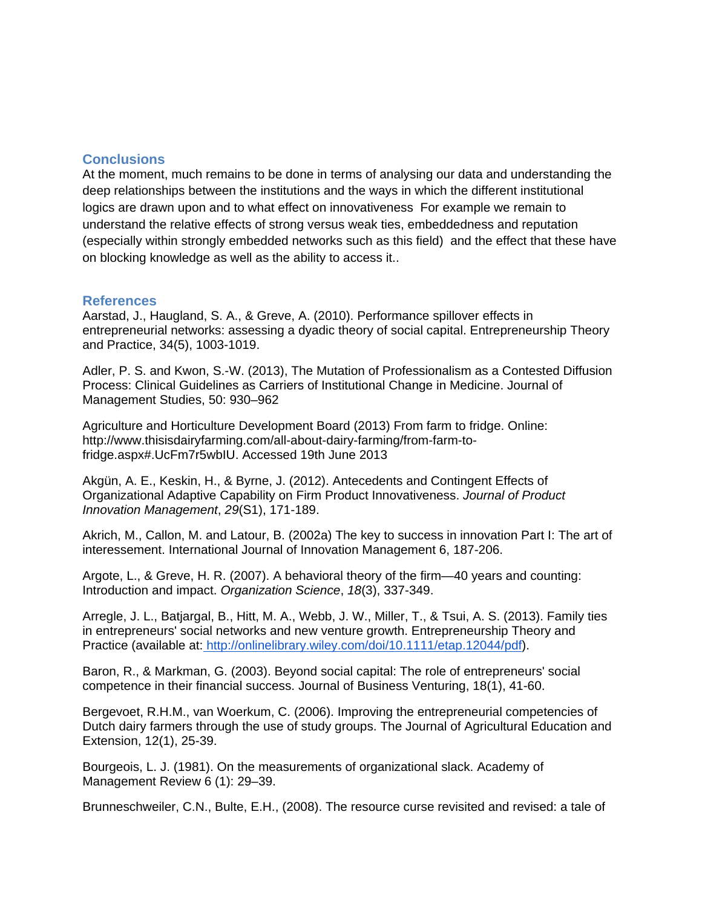## Conclusions

At the moment, much remains to be done in terms of analysing our data and understanding the deep relationships between the institutions and the ways in which the different institutional logics are drawn upon and to what effect on innovativeness For example we remain to understand the relative effects of strong versus weak ties, embeddedness and reputation (especially within strongly embedded networks such as this field) and the effect that these have on blocking knowledge as well as the ability to access it..

## References

Aarstad, J., Haugland, S. A., & Greve, A. (2010). Performance spillover effects in entrepreneurial networks: assessing a dyadic theory of social capital. Entrepreneurship Theory and Practice, 34(5), 1003-1019.

Adler, P. S. and Kwon, S.-W. (2013), The Mutation of Professionalism as a Contested Diffusion Process: Clinical Guidelines as Carriers of Institutional Change in Medicine. Journal of Management Studies, 50: 930–962

Agriculture and Horticulture Development Board (2013) From farm to fridge. Online: http://www.thisisdairyfarming.com/all-about-dairy-farming/from-farm-to-fridge.aspx#.UcFm7r5wbIU. Accessed 19th June 2013

Akgün, A. E., Keskin, H., & Byrne, J. (2012). Antecedents and Contingent Effects of Organizational Adaptive Capability on Firm Product Innovativeness. *Journal of Product Innovation Management*, *29*(S1), 171-189.

Akrich, M., Callon, M. and Latour, B. (2002a) The key to success in innovation Part I: The art of interessement. International Journal of Innovation Management 6, 187-206.

Argote, L., & Greve, H. R. (2007). A behavioral theory of the firm—40 years and counting: Introduction and impact. *Organization Science*, *18*(3), 337-349.

Arregle, J. L., Batjargal, B., Hitt, M. A., Webb, J. W., Miller, T., & Tsui, A. S. (2013). Family ties in entrepreneurs' social networks and new venture growth. Entrepreneurship Theory and Practice (available at: http://onlinelibrary.wiley.com/doi/10.1111/etap.12044/pdf).

Baron, R., & Markman, G. (2003). Beyond social capital: The role of entrepreneurs' social competence in their financial success. Journal of Business Venturing, 18(1), 41-60.

Bergevoet, R.H.M., van Woerkum, C. (2006). Improving the entrepreneurial competencies of Dutch dairy farmers through the use of study groups. The Journal of Agricultural Education and Extension, 12(1), 25-39.

Bourgeois, L. J. (1981). On the measurements of organizational slack. Academy of Management Review 6 (1): 29–39.

Brunneschweiler, C.N., Bulte, E.H., (2008). The resource curse revisited and revised: a tale of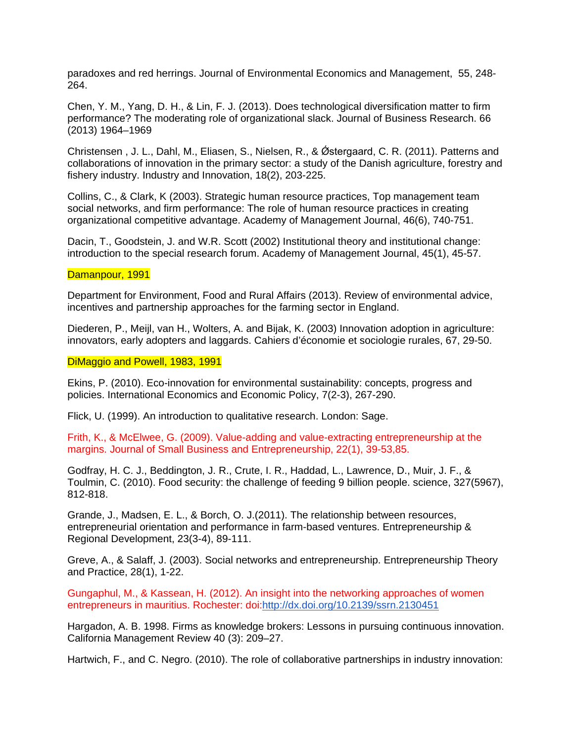paradoxes and red herrings. Journal of Environmental Economics and Management,  55, 248-264.

Chen, Y. M., Yang, D. H., & Lin, F. J. (2013). Does technological diversification matter to firm performance? The moderating role of organizational slack. Journal of Business Research. 66 (2013) 1964–1969

Christensen , J. L., Dahl, M., Eliasen, S., Nielsen, R., & Ǿstergaard, C. R. (2011). Patterns and collaborations of innovation in the primary sector: a study of the Danish agriculture, forestry and fishery industry. Industry and Innovation, 18(2), 203-225.

Collins, C., & Clark, K (2003). Strategic human resource practices, Top management team social networks, and firm performance: The role of human resource practices in creating organizational competitive advantage. Academy of Management Journal, 46(6), 740-751.

Dacin, T., Goodstein, J. and W.R. Scott (2002) Institutional theory and institutional change: introduction to the special research forum. Academy of Management Journal, 45(1), 45-57.

Damanpour, 1991

Department for Environment, Food and Rural Affairs (2013). Review of environmental advice, incentives and partnership approaches for the farming sector in England.

Diederen, P., Meijl, van H., Wolters, A. and Bijak, K. (2003) Innovation adoption in agriculture: innovators, early adopters and laggards. Cahiers d'économie et sociologie rurales, 67, 29-50.

DiMaggio and Powell, 1983, 1991

Ekins, P. (2010). Eco-innovation for environmental sustainability: concepts, progress and policies. International Economics and Economic Policy, 7(2-3), 267-290.

Flick, U. (1999). An introduction to qualitative research. London: Sage.

Frith, K., & McElwee, G. (2009). Value-adding and value-extracting entrepreneurship at the margins. Journal of Small Business and Entrepreneurship, 22(1), 39-53,85.

Godfray, H. C. J., Beddington, J. R., Crute, I. R., Haddad, L., Lawrence, D., Muir, J. F., & Toulmin, C. (2010). Food security: the challenge of feeding 9 billion people. science, 327(5967), 812-818.

Grande, J., Madsen, E. L., & Borch, O. J.(2011). The relationship between resources, entrepreneurial orientation and performance in farm-based ventures. Entrepreneurship & Regional Development, 23(3-4), 89-111.

Greve, A., & Salaff, J. (2003). Social networks and entrepreneurship. Entrepreneurship Theory and Practice, 28(1), 1-22.

Gungaphul, M., & Kassean, H. (2012). An insight into the networking approaches of women entrepreneurs in mauritius. Rochester: doi:http://dx.doi.org/10.2139/ssrn.2130451

Hargadon, A. B. 1998. Firms as knowledge brokers: Lessons in pursuing continuous innovation. California Management Review 40 (3): 209–27.

Hartwich, F., and C. Negro. (2010). The role of collaborative partnerships in industry innovation: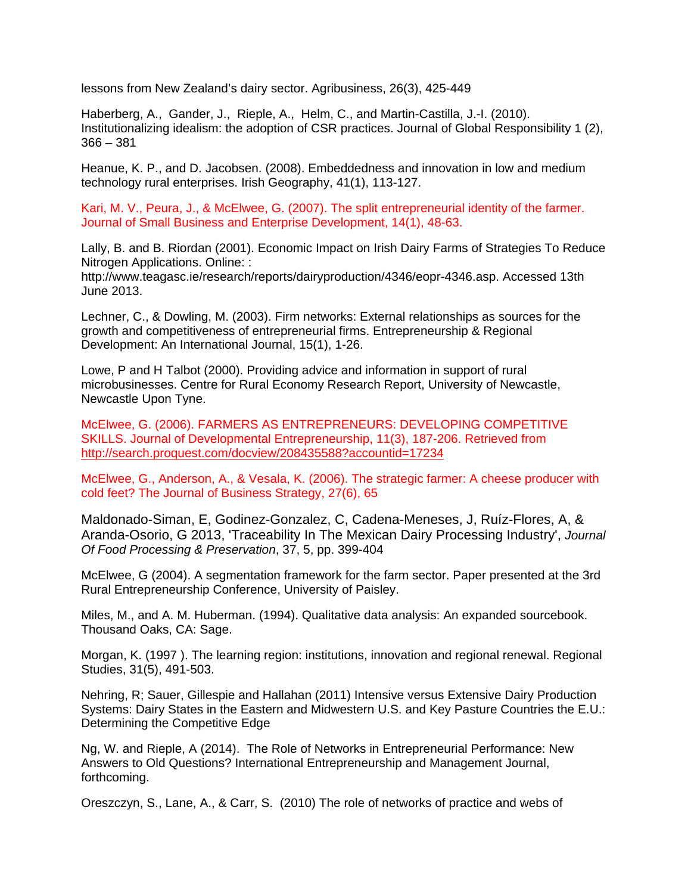lessons from New Zealand's dairy sector. Agribusiness, 26(3), 425-449

Haberberg, A., Gander, J., Rieple, A., Helm, C., and Martin-Castilla, J.-I. (2010). Institutionalizing idealism: the adoption of CSR practices. Journal of Global Responsibility 1 (2), 366 – 381

Heanue, K. P., and D. Jacobsen. (2008). Embeddedness and innovation in low and medium technology rural enterprises. Irish Geography, 41(1), 113-127.

Kari, M. V., Peura, J., & McElwee, G. (2007). The split entrepreneurial identity of the farmer. Journal of Small Business and Enterprise Development, 14(1), 48-63.

Lally, B. and B. Riordan (2001). Economic Impact on Irish Dairy Farms of Strategies To Reduce Nitrogen Applications. Online: : http://www.teagasc.ie/research/reports/dairyproduction/4346/eopr-4346.asp. Accessed 13th June 2013.

Lechner, C., & Dowling, M. (2003). Firm networks: External relationships as sources for the growth and competitiveness of entrepreneurial firms. Entrepreneurship & Regional Development: An International Journal, 15(1), 1-26.

Lowe, P and H Talbot (2000). Providing advice and information in support of rural microbusinesses. Centre for Rural Economy Research Report, University of Newcastle, Newcastle Upon Tyne.

McElwee, G. (2006). FARMERS AS ENTREPRENEURS: DEVELOPING COMPETITIVE SKILLS. Journal of Developmental Entrepreneurship, 11(3), 187-206. Retrieved from http://search.proquest.com/docview/208435588?accountid=17234

McElwee, G., Anderson, A., & Vesala, K. (2006). The strategic farmer: A cheese producer with cold feet? The Journal of Business Strategy, 27(6), 65

Maldonado-Siman, E, Godinez-Gonzalez, C, Cadena-Meneses, J, Ruíz-Flores, A, & Aranda-Osorio, G 2013, 'Traceability In The Mexican Dairy Processing Industry', *Journal Of Food Processing & Preservation*, 37, 5, pp. 399-404

McElwee, G (2004). A segmentation framework for the farm sector. Paper presented at the 3rd Rural Entrepreneurship Conference, University of Paisley.

Miles, M., and A. M. Huberman. (1994). Qualitative data analysis: An expanded sourcebook. Thousand Oaks, CA: Sage.

Morgan, K. (1997 ). The learning region: institutions, innovation and regional renewal. Regional Studies, 31(5), 491-503.

Nehring, R; Sauer, Gillespie and Hallahan (2011) Intensive versus Extensive Dairy Production Systems: Dairy States in the Eastern and Midwestern U.S. and Key Pasture Countries the E.U.: Determining the Competitive Edge

Ng, W. and Rieple, A (2014). The Role of Networks in Entrepreneurial Performance: New Answers to Old Questions? International Entrepreneurship and Management Journal, forthcoming.

Oreszczyn, S., Lane, A., & Carr, S. (2010) The role of networks of practice and webs of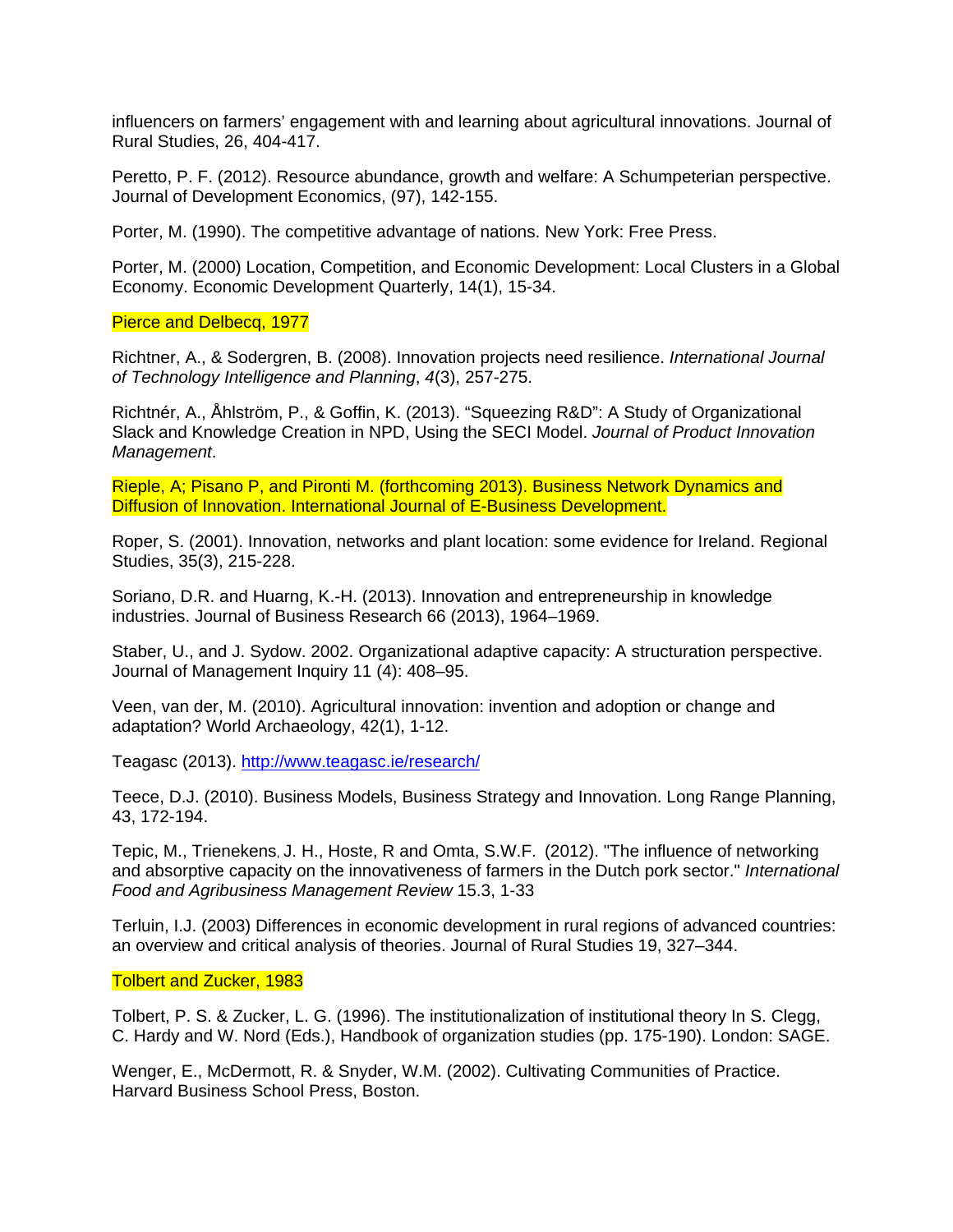influencers on farmers' engagement with and learning about agricultural innovations. Journal of Rural Studies, 26, 404-417.

Peretto, P. F. (2012). Resource abundance, growth and welfare: A Schumpeterian perspective. Journal of Development Economics, (97), 142-155.

Porter, M. (1990). The competitive advantage of nations. New York: Free Press.

Porter, M. (2000) Location, Competition, and Economic Development: Local Clusters in a Global Economy. Economic Development Quarterly, 14(1), 15-34.

Pierce and Delbecq, 1977

Richtner, A., & Sodergren, B. (2008). Innovation projects need resilience. *International Journal of Technology Intelligence and Planning*, *4*(3), 257-275.

Richtnér, A., Åhlström, P., & Goffin, K. (2013). "Squeezing R&D": A Study of Organizational Slack and Knowledge Creation in NPD, Using the SECI Model. *Journal of Product Innovation Management*.

Rieple, A; Pisano P, and Pironti M. (forthcoming 2013). Business Network Dynamics and Diffusion of Innovation. International Journal of E-Business Development.

Roper, S. (2001). Innovation, networks and plant location: some evidence for Ireland. Regional Studies, 35(3), 215-228.

Soriano, D.R. and Huarng, K.-H. (2013). Innovation and entrepreneurship in knowledge industries. Journal of Business Research 66 (2013), 1964–1969.

Staber, U., and J. Sydow. 2002. Organizational adaptive capacity: A structuration perspective. Journal of Management Inquiry 11 (4): 408–95.

Veen, van der, M. (2010). Agricultural innovation: invention and adoption or change and adaptation? World Archaeology, 42(1), 1-12.

Teagasc (2013). http://www.teagasc.ie/research/

Teece, D.J. (2010). Business Models, Business Strategy and Innovation. Long Range Planning, 43, 172-194.

Tepic, M., Trienekens, J. H., Hoste, R and Omta, S.W.F. (2012). "The influence of networking and absorptive capacity on the innovativeness of farmers in the Dutch pork sector." *International Food and Agribusiness Management Review* 15.3, 1-33

Terluin, I.J. (2003) Differences in economic development in rural regions of advanced countries: an overview and critical analysis of theories. Journal of Rural Studies 19, 327–344.

Tolbert and Zucker, 1983

Tolbert, P. S. & Zucker, L. G. (1996). The institutionalization of institutional theory In S. Clegg, C. Hardy and W. Nord (Eds.), Handbook of organization studies (pp. 175-190). London: SAGE.

Wenger, E., McDermott, R. & Snyder, W.M. (2002). Cultivating Communities of Practice. Harvard Business School Press, Boston.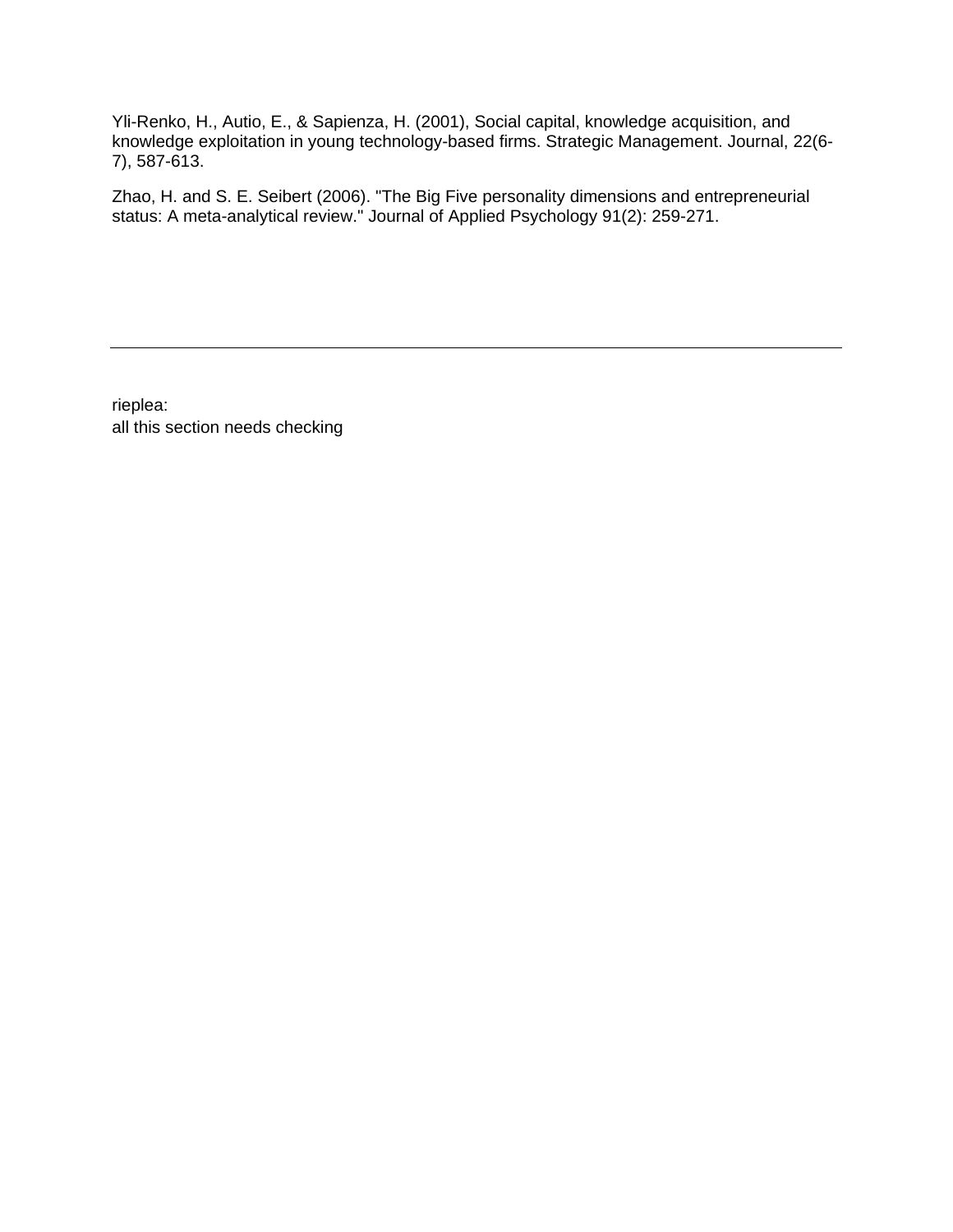Yli-Renko, H., Autio, E., & Sapienza, H. (2001), Social capital, knowledge acquisition, and knowledge exploitation in young technology-based firms. Strategic Management. Journal, 22(6-7), 587-613.

Zhao, H. and S. E. Seibert (2006). "The Big Five personality dimensions and entrepreneurial status: A meta-analytical review." Journal of Applied Psychology 91(2): 259-271.

---

rieplea:
all this section needs checking